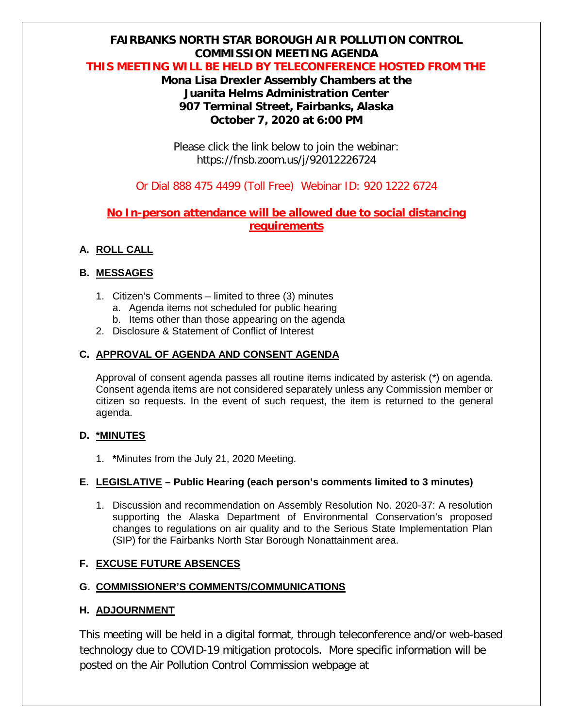# FAIRBANKS NORTH STAR BOROUGH AIR POLLUTION CONTROL COMMISSION MEETING AGENDA

**THIS MEETING WILL BE HELD BY TELECONFERENCE HOSTED FROM THE**

**Mona Lisa Drexler Assembly Chambers at the**
**Juanita Helms Administration Center**
**907 Terminal Street, Fairbanks, Alaska**
**October 7, 2020 at 6:00 PM**

Please click the link below to join the webinar:
https://fnsb.zoom.us/j/92012226724

Or Dial 888 475 4499 (Toll Free) Webinar ID: 920 1222 6724

**No In-person attendance will be allowed due to social distancing requirements**

## A. ROLL CALL

## B. MESSAGES

1. Citizen's Comments – limited to three (3) minutes
   a. Agenda items not scheduled for public hearing
   b. Items other than those appearing on the agenda
2. Disclosure & Statement of Conflict of Interest

## C. APPROVAL OF AGENDA AND CONSENT AGENDA

Approval of consent agenda passes all routine items indicated by asterisk (*) on agenda. Consent agenda items are not considered separately unless any Commission member or citizen so requests. In the event of such request, the item is returned to the general agenda.

## D. *MINUTES

1. ***Minutes from the July 21, 2020 Meeting.

## E. LEGISLATIVE – Public Hearing (each person's comments limited to 3 minutes)

1. Discussion and recommendation on Assembly Resolution No. 2020-37: A resolution supporting the Alaska Department of Environmental Conservation's proposed changes to regulations on air quality and to the Serious State Implementation Plan (SIP) for the Fairbanks North Star Borough Nonattainment area.

## F. EXCUSE FUTURE ABSENCES

## G. COMMISSIONER'S COMMENTS/COMMUNICATIONS

## H. ADJOURNMENT

This meeting will be held in a digital format, through teleconference and/or web-based technology due to COVID-19 mitigation protocols. More specific information will be posted on the Air Pollution Control Commission webpage at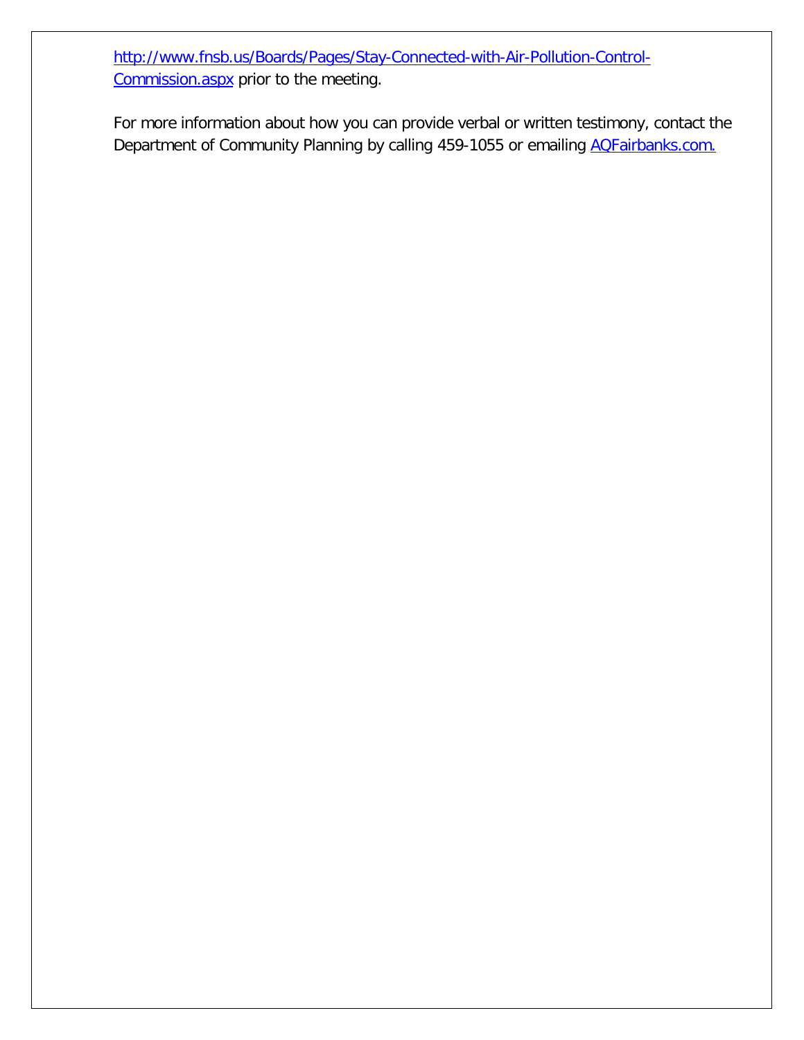http://www.fnsb.us/Boards/Pages/Stay-Connected-with-Air-Pollution-Control-Commission.aspx prior to the meeting.

For more information about how you can provide verbal or written testimony, contact the Department of Community Planning by calling 459-1055 or emailing AQFairbanks.com.